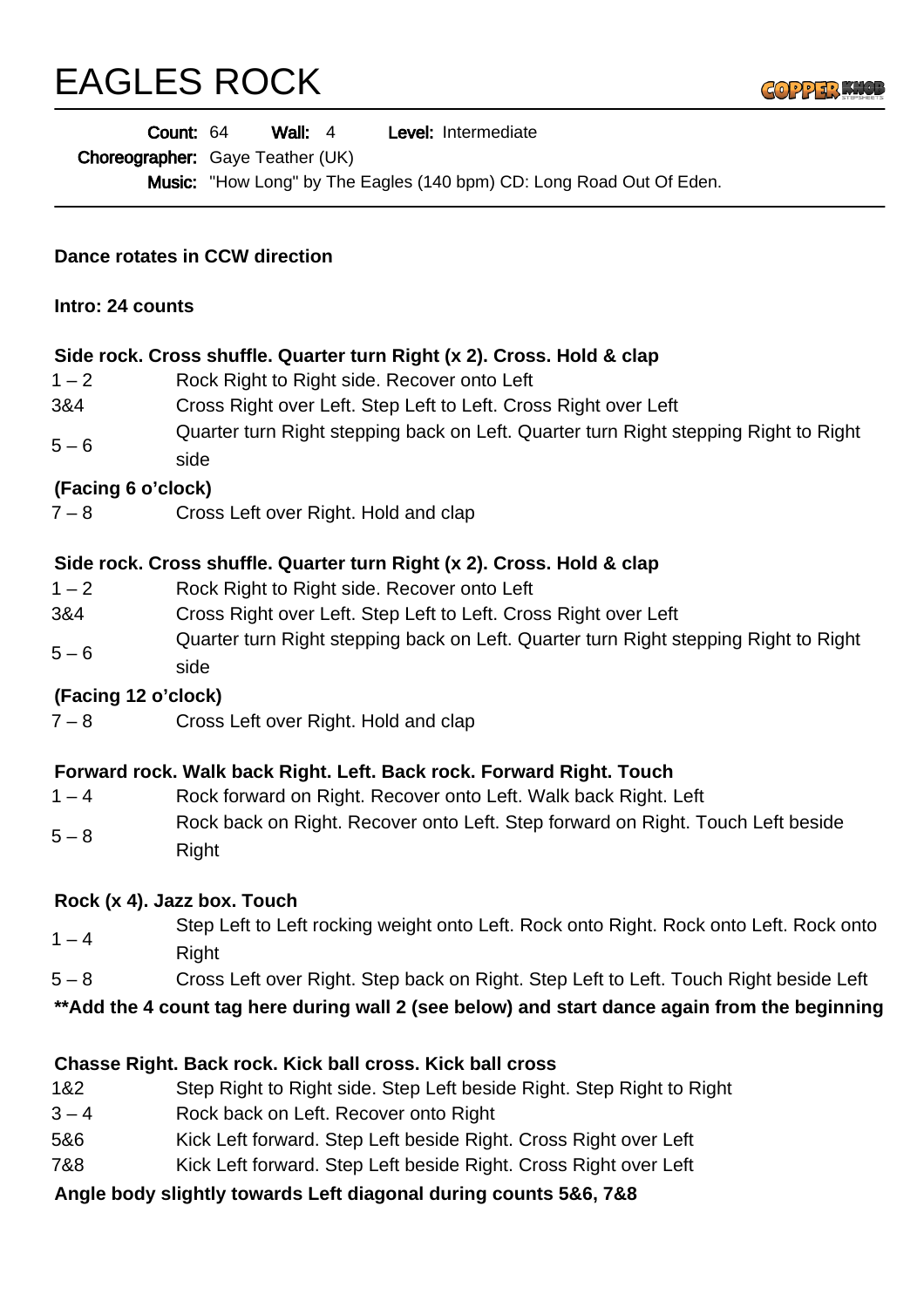# EAGLES ROCK

**Count:** 64 **Wall:** 4 **Level:** Intermediate

**Choreographer:** Gaye Teather (UK)

**Music:** "How Long" by The Eagles (140 bpm) CD: Long Road Out Of Eden.

---

**Dance rotates in CCW direction**

**Intro: 24 counts**

**Side rock. Cross shuffle. Quarter turn Right (x 2). Cross. Hold & clap**

| | |
|---|---|
| 1 – 2 | Rock Right to Right side. Recover onto Left |
| 3&4 | Cross Right over Left. Step Left to Left. Cross Right over Left |
| 5 – 6 | Quarter turn Right stepping back on Left. Quarter turn Right stepping Right to Right side |

**(Facing 6 o'clock)**

| | |
|---|---|
| 7 – 8 | Cross Left over Right. Hold and clap |

**Side rock. Cross shuffle. Quarter turn Right (x 2). Cross. Hold & clap**

| | |
|---|---|
| 1 – 2 | Rock Right to Right side. Recover onto Left |
| 3&4 | Cross Right over Left. Step Left to Left. Cross Right over Left |
| 5 – 6 | Quarter turn Right stepping back on Left. Quarter turn Right stepping Right to Right side |

**(Facing 12 o'clock)**

| | |
|---|---|
| 7 – 8 | Cross Left over Right. Hold and clap |

**Forward rock. Walk back Right. Left. Back rock. Forward Right. Touch**

| | |
|---|---|
| 1 – 4 | Rock forward on Right. Recover onto Left. Walk back Right. Left |
| 5 – 8 | Rock back on Right. Recover onto Left. Step forward on Right. Touch Left beside Right |

**Rock (x 4). Jazz box. Touch**

| | |
|---|---|
| 1 – 4 | Step Left to Left rocking weight onto Left. Rock onto Right. Rock onto Left. Rock onto Right |
| 5 – 8 | Cross Left over Right. Step back on Right. Step Left to Left. Touch Right beside Left |

**\*\*Add the 4 count tag here during wall 2 (see below) and start dance again from the beginning**

**Chasse Right. Back rock. Kick ball cross. Kick ball cross**

| | |
|---|---|
| 1&2 | Step Right to Right side. Step Left beside Right. Step Right to Right |
| 3 – 4 | Rock back on Left. Recover onto Right |
| 5&6 | Kick Left forward. Step Left beside Right. Cross Right over Left |
| 7&8 | Kick Left forward. Step Left beside Right. Cross Right over Left |

**Angle body slightly towards Left diagonal during counts 5&6, 7&8**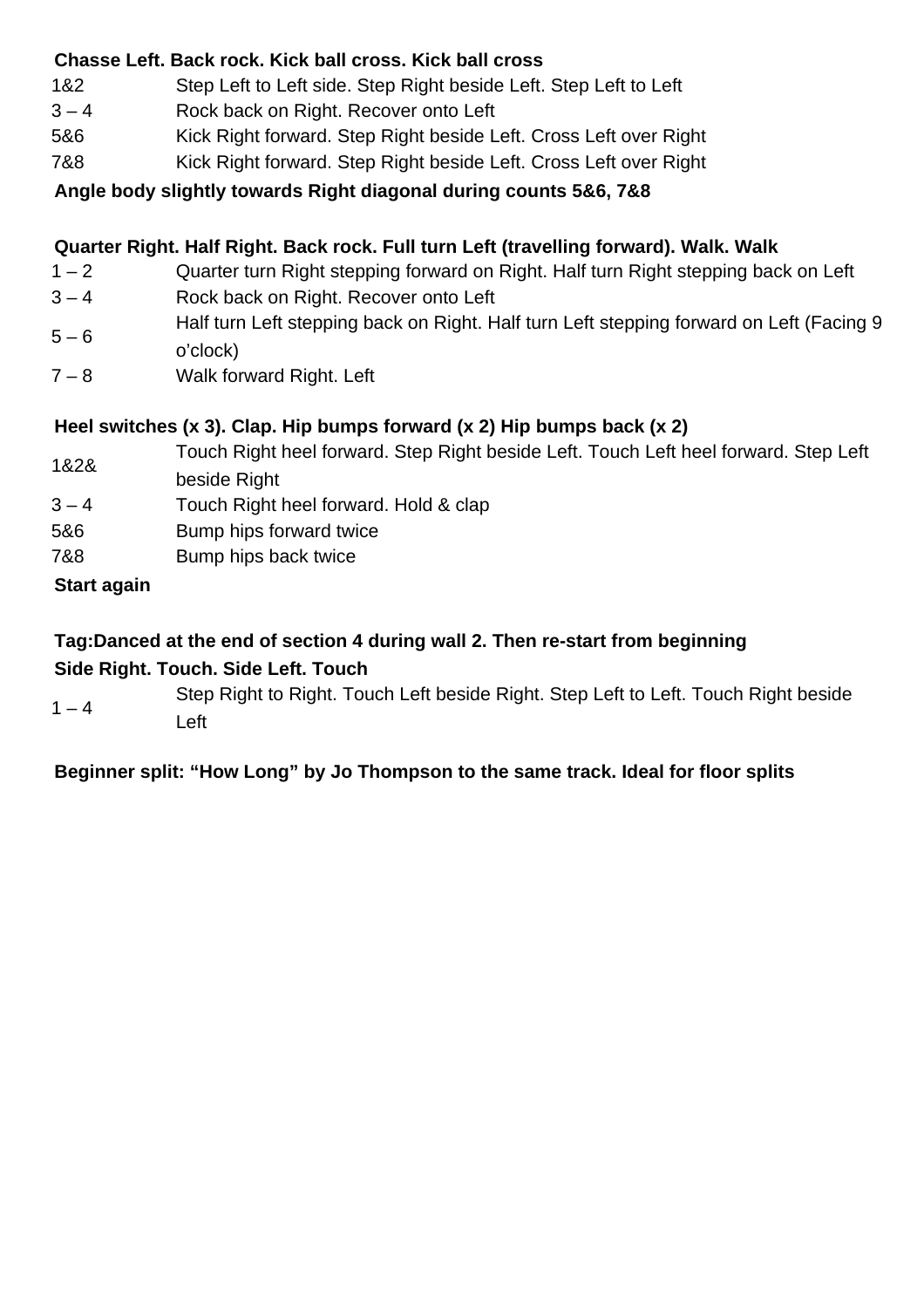**Chasse Left. Back rock. Kick ball cross. Kick ball cross**

| | |
|---|---|
| 1&2 | Step Left to Left side. Step Right beside Left. Step Left to Left |
| 3 – 4 | Rock back on Right. Recover onto Left |
| 5&6 | Kick Right forward. Step Right beside Left. Cross Left over Right |
| 7&8 | Kick Right forward. Step Right beside Left. Cross Left over Right |

**Angle body slightly towards Right diagonal during counts 5&6, 7&8**

**Quarter Right. Half Right. Back rock. Full turn Left (travelling forward). Walk. Walk**

| | |
|---|---|
| 1 – 2 | Quarter turn Right stepping forward on Right. Half turn Right stepping back on Left |
| 3 – 4 | Rock back on Right. Recover onto Left |
| 5 – 6 | Half turn Left stepping back on Right. Half turn Left stepping forward on Left (Facing 9 o'clock) |
| 7 – 8 | Walk forward Right. Left |

**Heel switches (x 3). Clap. Hip bumps forward (x 2) Hip bumps back (x 2)**

| | |
|---|---|
| 1&2& | Touch Right heel forward. Step Right beside Left. Touch Left heel forward. Step Left beside Right |
| 3 – 4 | Touch Right heel forward. Hold & clap |
| 5&6 | Bump hips forward twice |
| 7&8 | Bump hips back twice |

**Start again**

**Tag:Danced at the end of section 4 during wall 2. Then re-start from beginning**

**Side Right. Touch. Side Left. Touch**

| | |
|---|---|
| 1 – 4 | Step Right to Right. Touch Left beside Right. Step Left to Left. Touch Right beside Left |

**Beginner split: "How Long" by Jo Thompson to the same track. Ideal for floor splits**